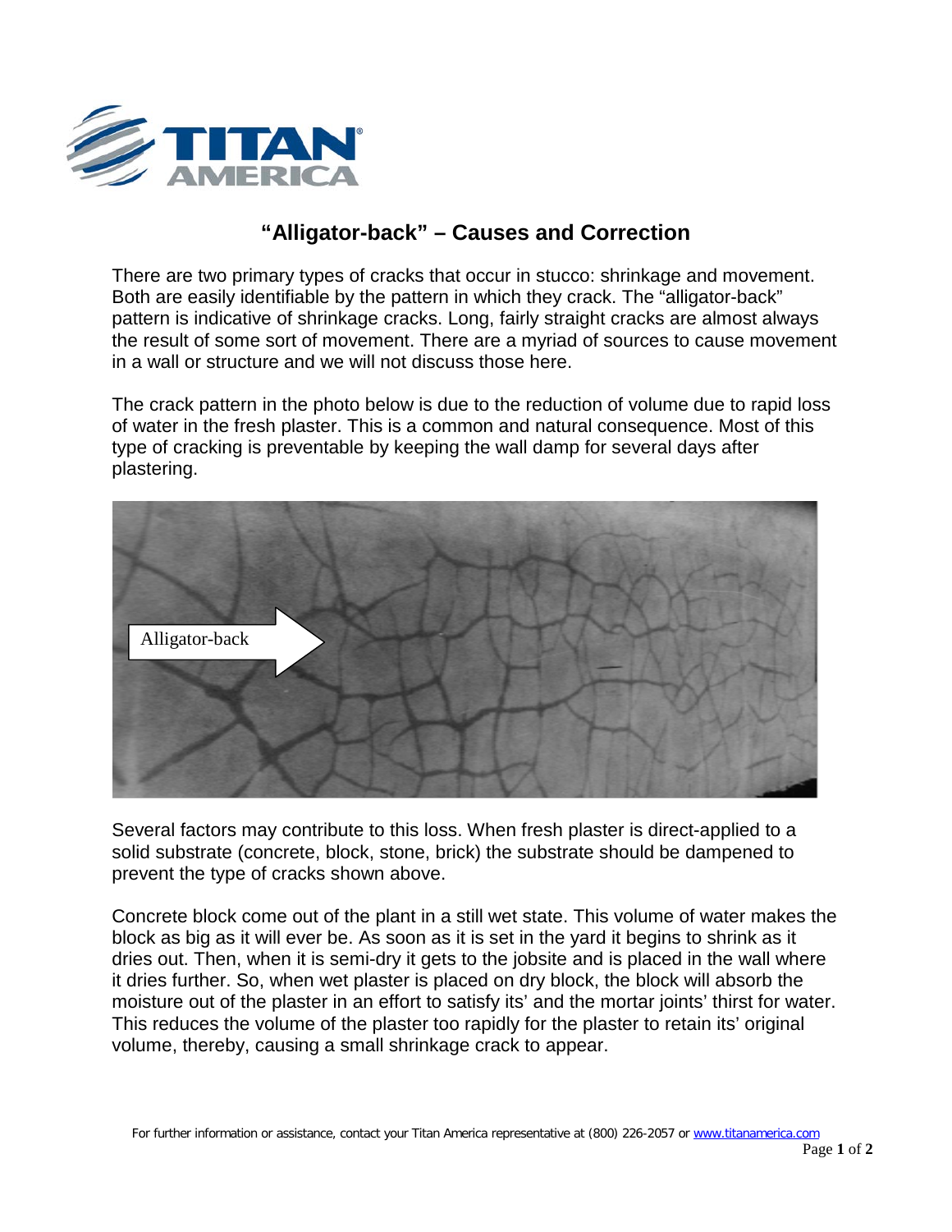# "Alligator-back" – Causes and Correction

There are two primary types of cracks that occur in stucco: shrinkage and movement. Both are easily identifiable by the pattern in which they crack. The "alligator-back" pattern is indicative of shrinkage cracks. Long, fairly straight cracks are almost always the result of some sort of movement. There are a myriad of sources to cause movement in a wall or structure and we will not discuss those here.

The crack pattern in the photo below is due to the reduction of volume due to rapid loss of water in the fresh plaster. This is a common and natural consequence. Most of this type of cracking is preventable by keeping the wall damp for several days after plastering.

Several factors may contribute to this loss. When fresh plaster is direct-applied to a solid substrate (concrete, block, stone, brick) the substrate should be dampened to prevent the type of cracks shown above.

Concrete block come out of the plant in a still wet state. This volume of water makes the block as big as it will ever be. As soon as it is set in the yard it begins to shrink as it dries out. Then, when it is semi-dry it gets to the jobsite and is placed in the wall where it dries further. So, when wet plaster is placed on dry block, the block will absorb the moisture out of the plaster in an effort to satisfy its' and the mortar joints' thirst for water. This reduces the volume of the plaster too rapidly for the plaster to retain its' original volume, thereby, causing a small shrinkage crack to appear.

For further information or assistance, contact your Titan America representative at (800) 226-2057 or www.titanamerica.com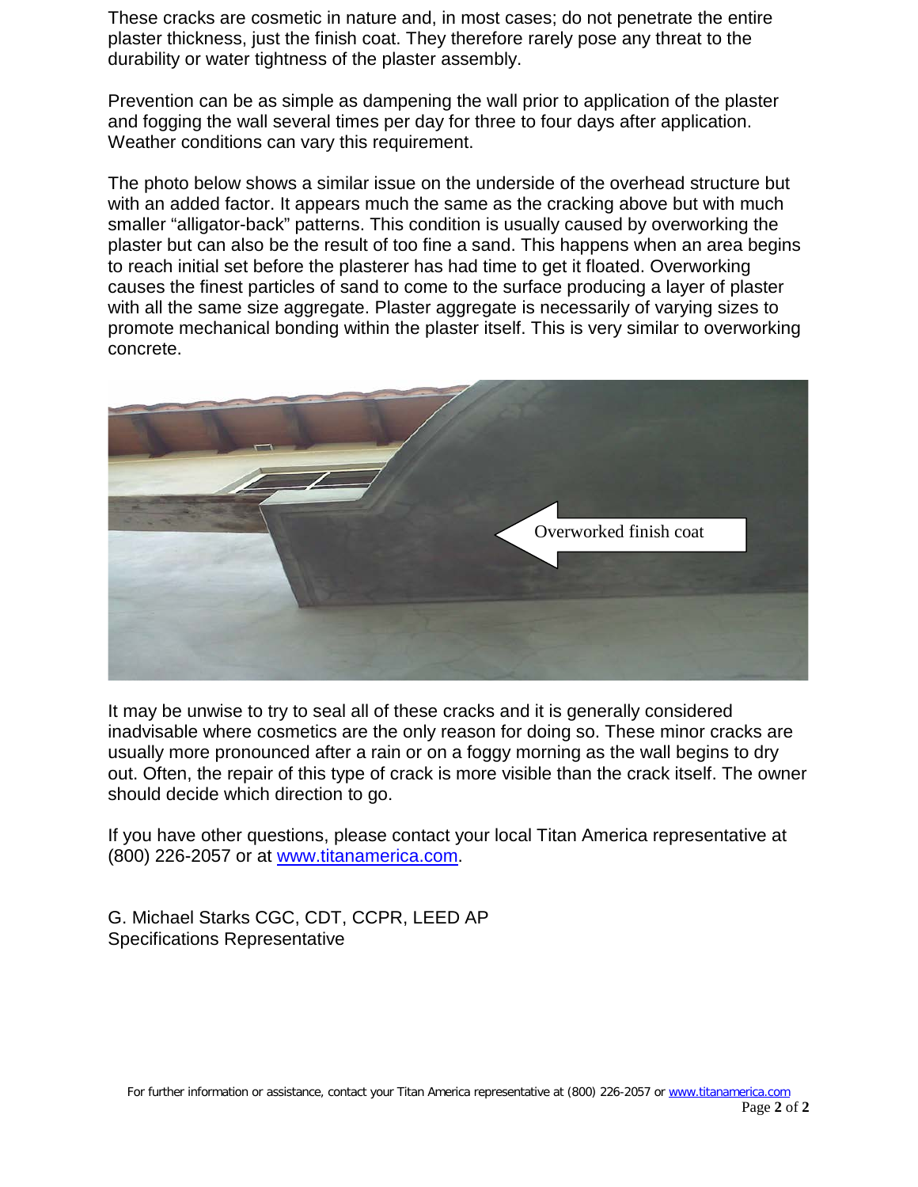These cracks are cosmetic in nature and, in most cases; do not penetrate the entire plaster thickness, just the finish coat. They therefore rarely pose any threat to the durability or water tightness of the plaster assembly.

Prevention can be as simple as dampening the wall prior to application of the plaster and fogging the wall several times per day for three to four days after application. Weather conditions can vary this requirement.

The photo below shows a similar issue on the underside of the overhead structure but with an added factor. It appears much the same as the cracking above but with much smaller "alligator-back" patterns. This condition is usually caused by overworking the plaster but can also be the result of too fine a sand. This happens when an area begins to reach initial set before the plasterer has had time to get it floated. Overworking causes the finest particles of sand to come to the surface producing a layer of plaster with all the same size aggregate. Plaster aggregate is necessarily of varying sizes to promote mechanical bonding within the plaster itself. This is very similar to overworking concrete.

Overworked finish coat

It may be unwise to try to seal all of these cracks and it is generally considered inadvisable where cosmetics are the only reason for doing so. These minor cracks are usually more pronounced after a rain or on a foggy morning as the wall begins to dry out. Often, the repair of this type of crack is more visible than the crack itself. The owner should decide which direction to go.

If you have other questions, please contact your local Titan America representative at (800) 226-2057 or at www.titanamerica.com.

G. Michael Starks CGC, CDT, CCPR, LEED AP
Specifications Representative